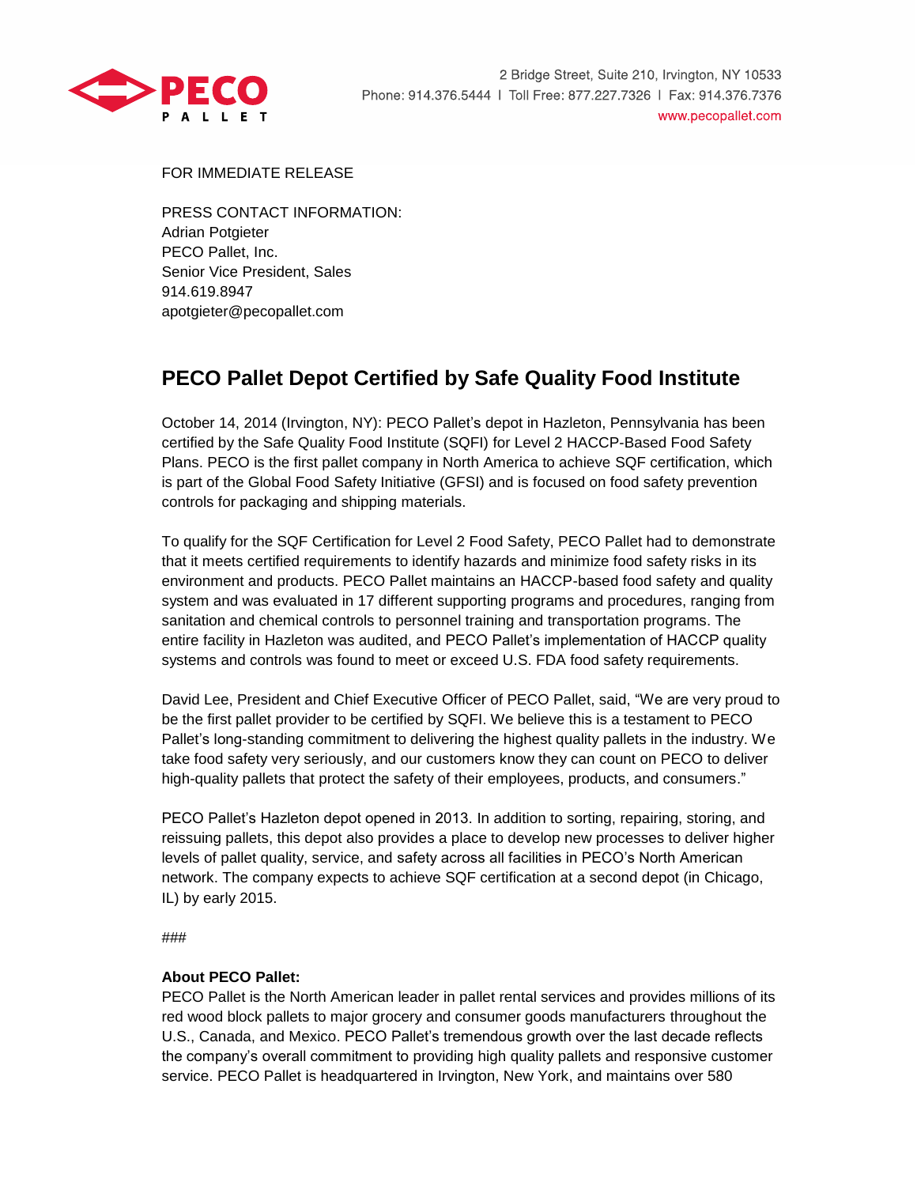PECO PALLET

2 Bridge Street, Suite 210, Irvington, NY 10533
Phone: 914.376.5444 | Toll Free: 877.227.7326 | Fax: 914.376.7376
www.pecopallet.com

FOR IMMEDIATE RELEASE

PRESS CONTACT INFORMATION:
Adrian Potgieter
PECO Pallet, Inc.
Senior Vice President, Sales
914.619.8947
apotgieter@pecopallet.com

# PECO Pallet Depot Certified by Safe Quality Food Institute

October 14, 2014 (Irvington, NY): PECO Pallet's depot in Hazleton, Pennsylvania has been certified by the Safe Quality Food Institute (SQFI) for Level 2 HACCP-Based Food Safety Plans. PECO is the first pallet company in North America to achieve SQF certification, which is part of the Global Food Safety Initiative (GFSI) and is focused on food safety prevention controls for packaging and shipping materials.

To qualify for the SQF Certification for Level 2 Food Safety, PECO Pallet had to demonstrate that it meets certified requirements to identify hazards and minimize food safety risks in its environment and products. PECO Pallet maintains an HACCP-based food safety and quality system and was evaluated in 17 different supporting programs and procedures, ranging from sanitation and chemical controls to personnel training and transportation programs. The entire facility in Hazleton was audited, and PECO Pallet's implementation of HACCP quality systems and controls was found to meet or exceed U.S. FDA food safety requirements.

David Lee, President and Chief Executive Officer of PECO Pallet, said, "We are very proud to be the first pallet provider to be certified by SQFI. We believe this is a testament to PECO Pallet's long-standing commitment to delivering the highest quality pallets in the industry. We take food safety very seriously, and our customers know they can count on PECO to deliver high-quality pallets that protect the safety of their employees, products, and consumers."

PECO Pallet's Hazleton depot opened in 2013. In addition to sorting, repairing, storing, and reissuing pallets, this depot also provides a place to develop new processes to deliver higher levels of pallet quality, service, and safety across all facilities in PECO's North American network. The company expects to achieve SQF certification at a second depot (in Chicago, IL) by early 2015.

###

**About PECO Pallet:**
PECO Pallet is the North American leader in pallet rental services and provides millions of its red wood block pallets to major grocery and consumer goods manufacturers throughout the U.S., Canada, and Mexico. PECO Pallet's tremendous growth over the last decade reflects the company's overall commitment to providing high quality pallets and responsive customer service. PECO Pallet is headquartered in Irvington, New York, and maintains over 580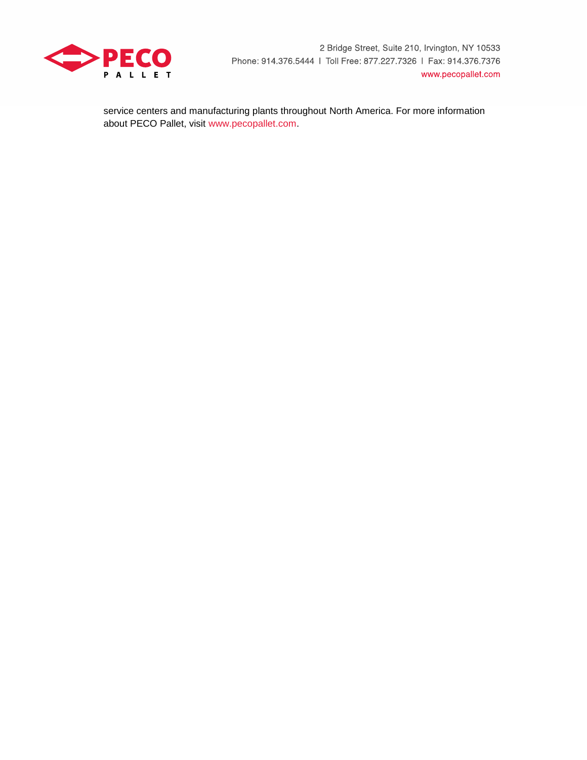service centers and manufacturing plants throughout North America. For more information about PECO Pallet, visit www.pecopallet.com.